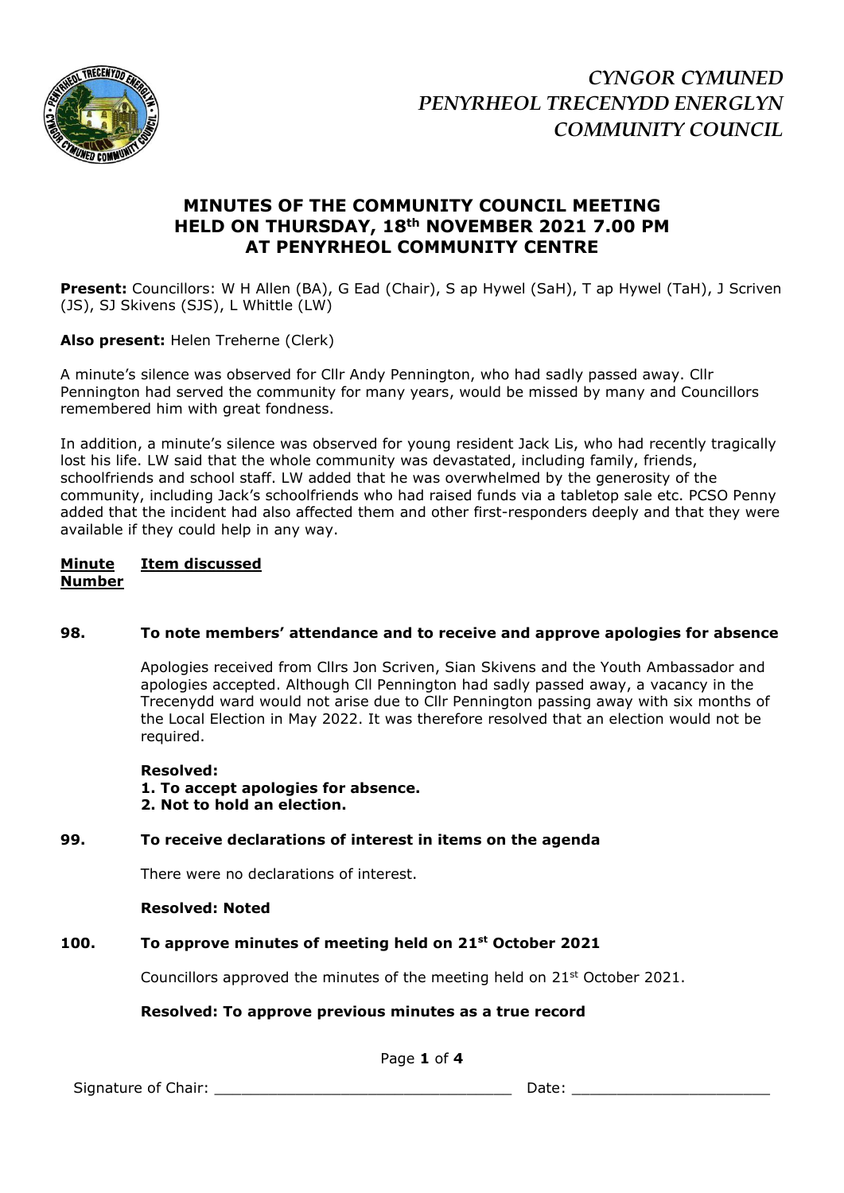*CYNGOR CYMUNED*
*PENYRHEOL TRECENYDD ENERGLYN*
*COMMUNITY COUNCIL*

# MINUTES OF THE COMMUNITY COUNCIL MEETING HELD ON THURSDAY, 18th NOVEMBER 2021 7.00 PM AT PENYRHEOL COMMUNITY CENTRE

**Present:** Councillors: W H Allen (BA), G Ead (Chair), S ap Hywel (SaH), T ap Hywel (TaH), J Scriven (JS), SJ Skivens (SJS), L Whittle (LW)

**Also present:** Helen Treherne (Clerk)

A minute's silence was observed for Cllr Andy Pennington, who had sadly passed away. Cllr Pennington had served the community for many years, would be missed by many and Councillors remembered him with great fondness.

In addition, a minute's silence was observed for young resident Jack Lis, who had recently tragically lost his life. LW said that the whole community was devastated, including family, friends, schoolfriends and school staff. LW added that he was overwhelmed by the generosity of the community, including Jack's schoolfriends who had raised funds via a tabletop sale etc. PCSO Penny added that the incident had also affected them and other first-responders deeply and that they were available if they could help in any way.

**Minute Number** **Item discussed**

### 98. To note members' attendance and to receive and approve apologies for absence

Apologies received from Cllrs Jon Scriven, Sian Skivens and the Youth Ambassador and apologies accepted. Although Cll Pennington had sadly passed away, a vacancy in the Trecenydd ward would not arise due to Cllr Pennington passing away with six months of the Local Election in May 2022. It was therefore resolved that an election would not be required.

**Resolved:**
**1. To accept apologies for absence.**
**2. Not to hold an election.**

### 99. To receive declarations of interest in items on the agenda

There were no declarations of interest.

**Resolved: Noted**

### 100. To approve minutes of meeting held on 21st October 2021

Councillors approved the minutes of the meeting held on 21st October 2021.

**Resolved: To approve previous minutes as a true record**

Signature of Chair: \_\_\_\_\_\_\_\_\_\_\_\_\_\_\_\_\_\_\_\_\_\_\_\_\_\_\_\_\_\_\_\_\_ Date: \_\_\_\_\_\_\_\_\_\_\_\_\_\_\_\_\_\_\_\_\_\_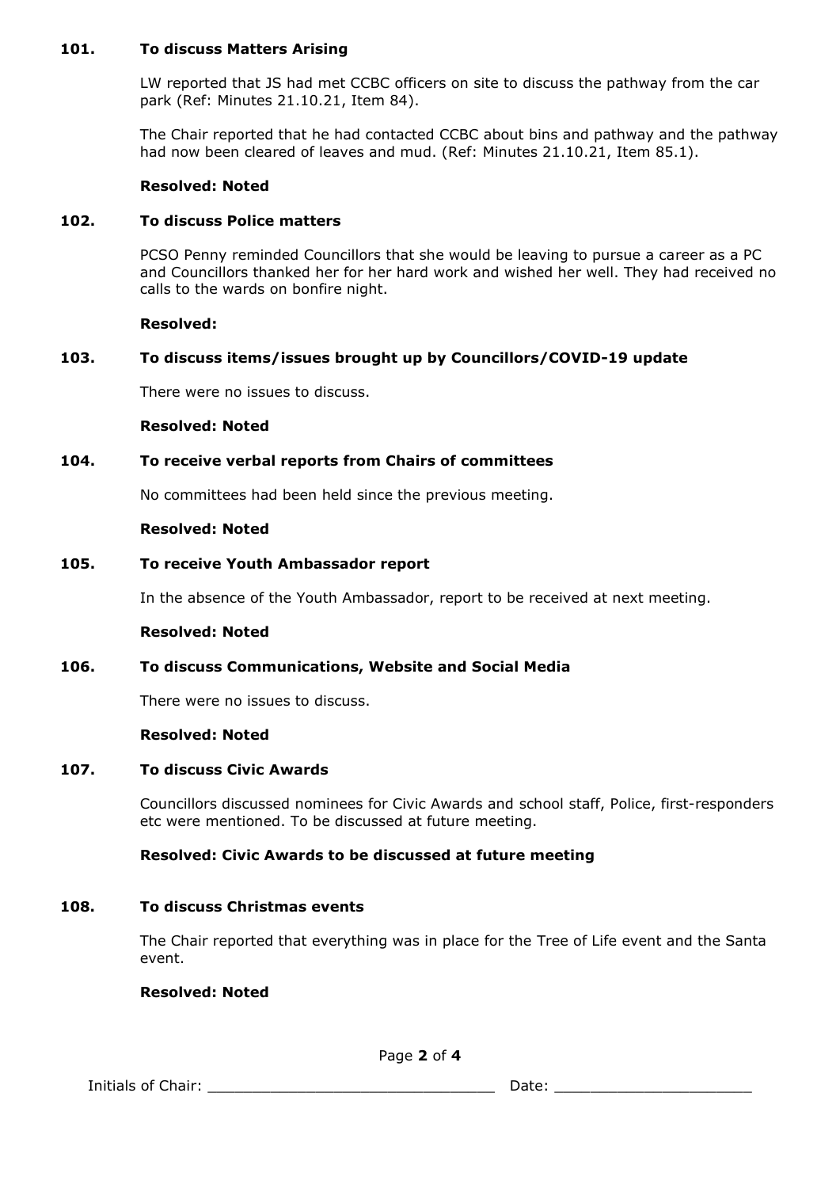### 101. To discuss Matters Arising

LW reported that JS had met CCBC officers on site to discuss the pathway from the car park (Ref: Minutes 21.10.21, Item 84).

The Chair reported that he had contacted CCBC about bins and pathway and the pathway had now been cleared of leaves and mud. (Ref: Minutes 21.10.21, Item 85.1).

**Resolved: Noted**

### 102. To discuss Police matters

PCSO Penny reminded Councillors that she would be leaving to pursue a career as a PC and Councillors thanked her for her hard work and wished her well. They had received no calls to the wards on bonfire night.

**Resolved:**

### 103. To discuss items/issues brought up by Councillors/COVID-19 update

There were no issues to discuss.

**Resolved: Noted**

### 104. To receive verbal reports from Chairs of committees

No committees had been held since the previous meeting.

**Resolved: Noted**

### 105. To receive Youth Ambassador report

In the absence of the Youth Ambassador, report to be received at next meeting.

**Resolved: Noted**

### 106. To discuss Communications, Website and Social Media

There were no issues to discuss.

**Resolved: Noted**

### 107. To discuss Civic Awards

Councillors discussed nominees for Civic Awards and school staff, Police, first-responders etc were mentioned. To be discussed at future meeting.

**Resolved: Civic Awards to be discussed at future meeting**

### 108. To discuss Christmas events

The Chair reported that everything was in place for the Tree of Life event and the Santa event.

**Resolved: Noted**

Initials of Chair: ______________________________ Date: ____________________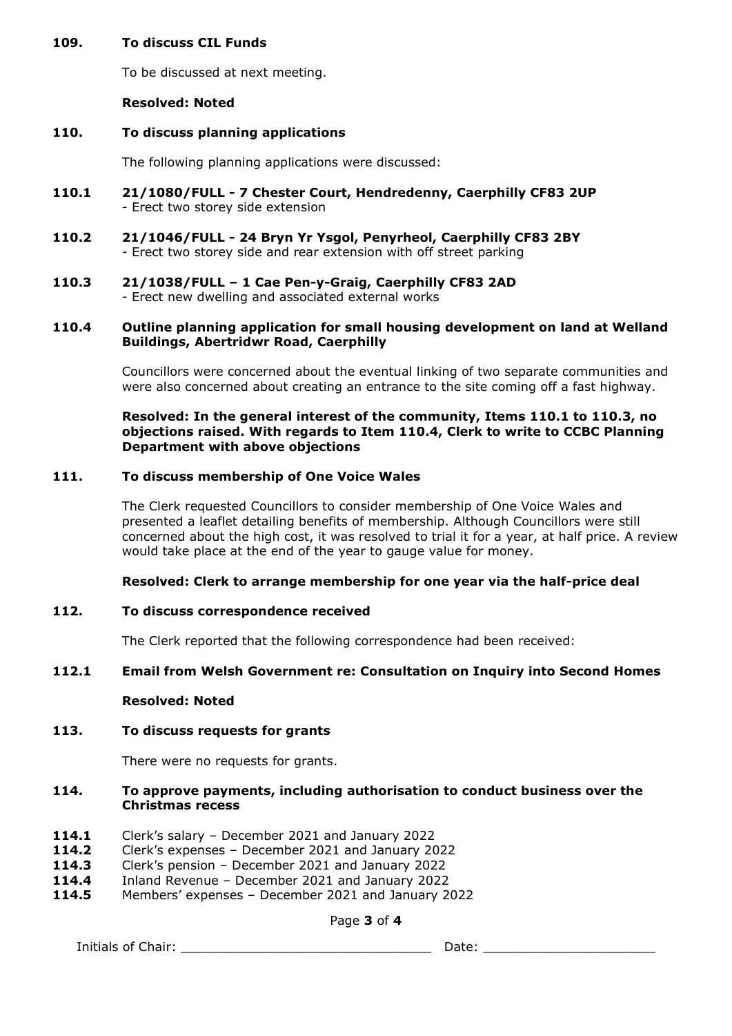**109. To discuss CIL Funds**

To be discussed at next meeting.

**Resolved: Noted**

**110. To discuss planning applications**

The following planning applications were discussed:

**110.1 21/1080/FULL - 7 Chester Court, Hendredenny, Caerphilly CF83 2UP**
- Erect two storey side extension

**110.2 21/1046/FULL - 24 Bryn Yr Ysgol, Penyrheol, Caerphilly CF83 2BY**
- Erect two storey side and rear extension with off street parking

**110.3 21/1038/FULL – 1 Cae Pen-y-Graig, Caerphilly CF83 2AD**
- Erect new dwelling and associated external works

**110.4 Outline planning application for small housing development on land at Welland Buildings, Abertridwr Road, Caerphilly**

Councillors were concerned about the eventual linking of two separate communities and were also concerned about creating an entrance to the site coming off a fast highway.

**Resolved: In the general interest of the community, Items 110.1 to 110.3, no objections raised. With regards to Item 110.4, Clerk to write to CCBC Planning Department with above objections**

**111. To discuss membership of One Voice Wales**

The Clerk requested Councillors to consider membership of One Voice Wales and presented a leaflet detailing benefits of membership. Although Councillors were still concerned about the high cost, it was resolved to trial it for a year, at half price. A review would take place at the end of the year to gauge value for money.

**Resolved: Clerk to arrange membership for one year via the half-price deal**

**112. To discuss correspondence received**

The Clerk reported that the following correspondence had been received:

**112.1 Email from Welsh Government re: Consultation on Inquiry into Second Homes**

**Resolved: Noted**

**113. To discuss requests for grants**

There were no requests for grants.

**114. To approve payments, including authorisation to conduct business over the Christmas recess**

**114.1** Clerk's salary – December 2021 and January 2022
**114.2** Clerk's expenses – December 2021 and January 2022
**114.3** Clerk's pension – December 2021 and January 2022
**114.4** Inland Revenue – December 2021 and January 2022
**114.5** Members' expenses – December 2021 and January 2022

Initials of Chair: ______________________________ Date: ____________________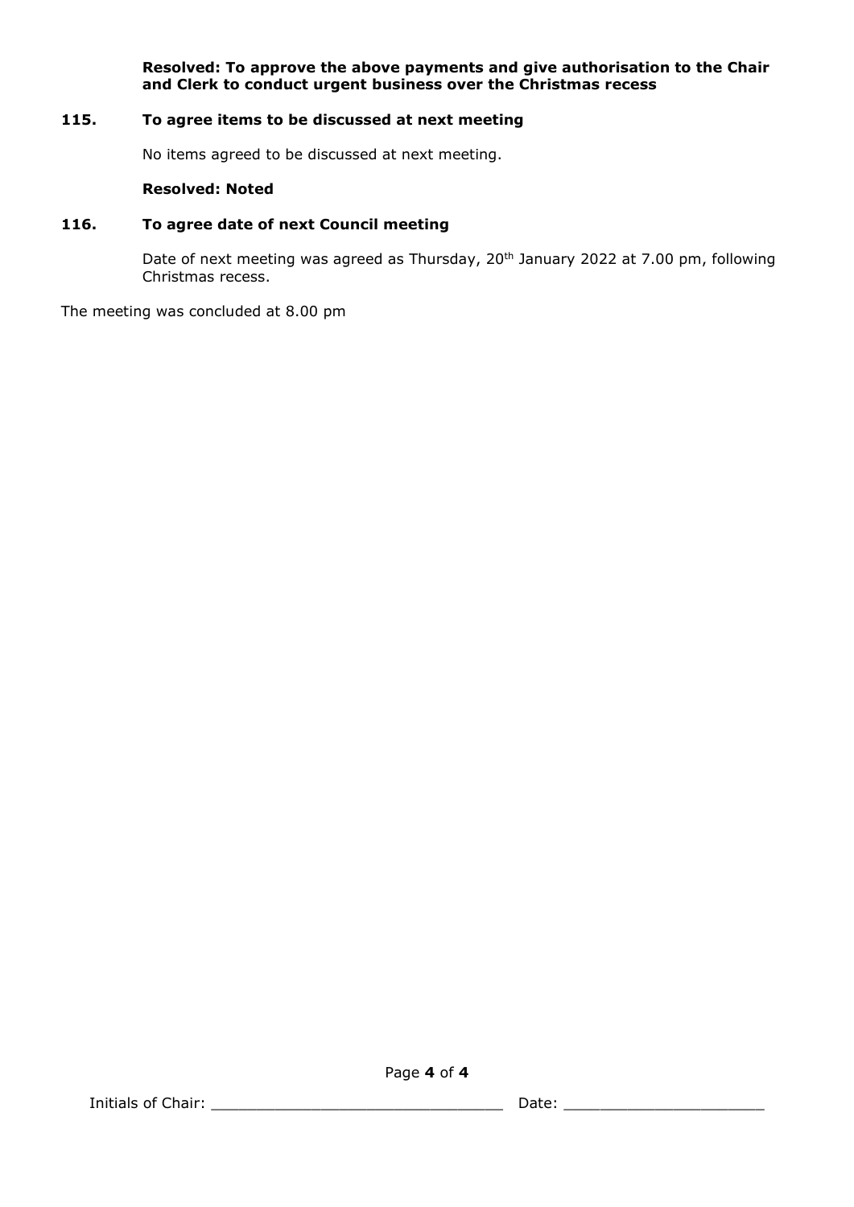**Resolved: To approve the above payments and give authorisation to the Chair and Clerk to conduct urgent business over the Christmas recess**

### 115. To agree items to be discussed at next meeting

No items agreed to be discussed at next meeting.

**Resolved: Noted**

### 116. To agree date of next Council meeting

Date of next meeting was agreed as Thursday, 20th January 2022 at 7.00 pm, following Christmas recess.

The meeting was concluded at 8.00 pm

Initials of Chair: ______________________________ Date: ____________________